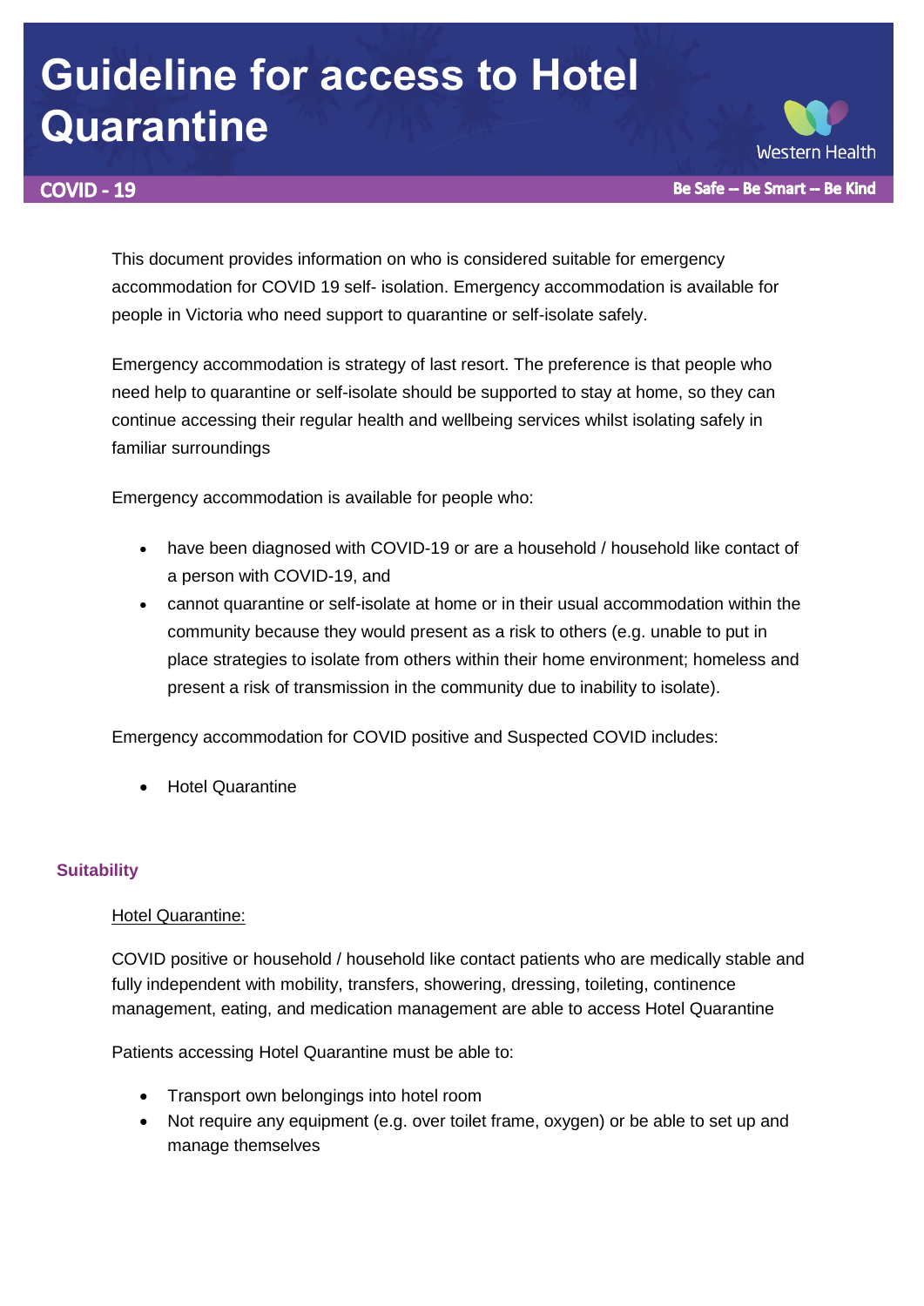# Guideline for access to Hotel Quarantine

Western Health

**COVID - 19**

**Be Safe -- Be Smart -- Be Kind**

This document provides information on who is considered suitable for emergency accommodation for COVID 19 self- isolation. Emergency accommodation is available for people in Victoria who need support to quarantine or self-isolate safely.

Emergency accommodation is strategy of last resort. The preference is that people who need help to quarantine or self-isolate should be supported to stay at home, so they can continue accessing their regular health and wellbeing services whilst isolating safely in familiar surroundings

Emergency accommodation is available for people who:

- have been diagnosed with COVID-19 or are a household / household like contact of a person with COVID-19, and
- cannot quarantine or self-isolate at home or in their usual accommodation within the community because they would present as a risk to others (e.g. unable to put in place strategies to isolate from others within their home environment; homeless and present a risk of transmission in the community due to inability to isolate).

Emergency accommodation for COVID positive and Suspected COVID includes:

- Hotel Quarantine

## Suitability

Hotel Quarantine:

COVID positive or household / household like contact patients who are medically stable and fully independent with mobility, transfers, showering, dressing, toileting, continence management, eating, and medication management are able to access Hotel Quarantine

Patients accessing Hotel Quarantine must be able to:

- Transport own belongings into hotel room
- Not require any equipment (e.g. over toilet frame, oxygen) or be able to set up and manage themselves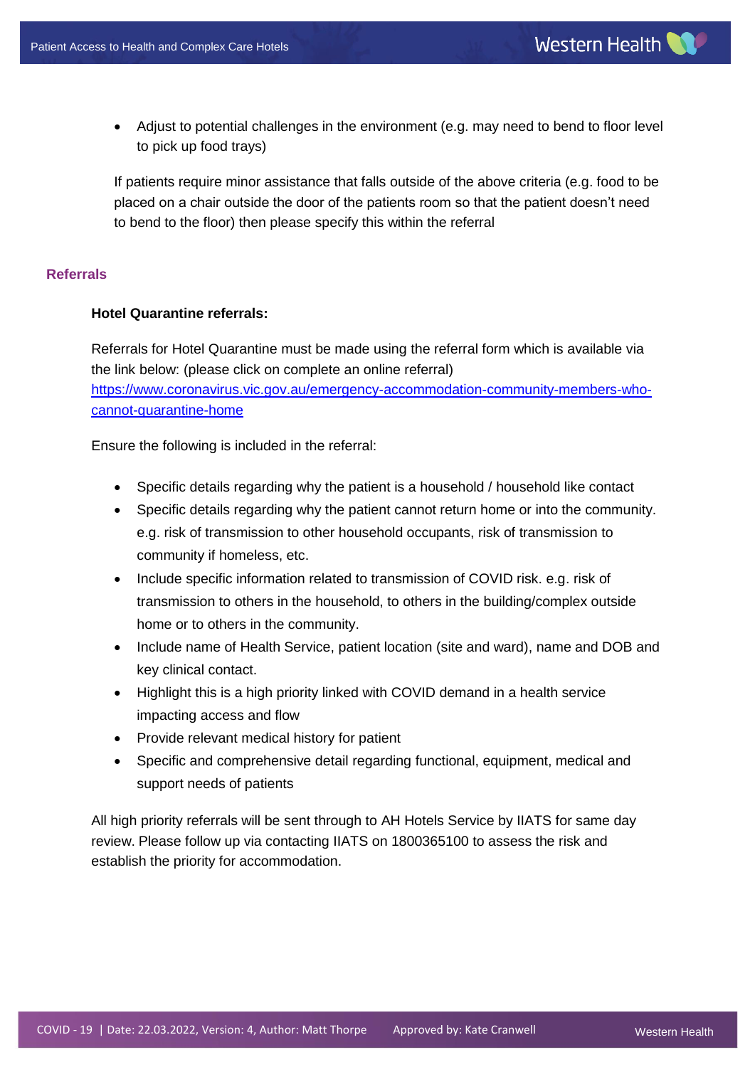- Adjust to potential challenges in the environment (e.g. may need to bend to floor level to pick up food trays)

If patients require minor assistance that falls outside of the above criteria (e.g. food to be placed on a chair outside the door of the patients room so that the patient doesn't need to bend to the floor) then please specify this within the referral

## Referrals

**Hotel Quarantine referrals:**

Referrals for Hotel Quarantine must be made using the referral form which is available via the link below: (please click on complete an online referral) [https://www.coronavirus.vic.gov.au/emergency-accommodation-community-members-who-cannot-quarantine-home](https://www.coronavirus.vic.gov.au/emergency-accommodation-community-members-who-cannot-quarantine-home)

Ensure the following is included in the referral:

- Specific details regarding why the patient is a household / household like contact
- Specific details regarding why the patient cannot return home or into the community. e.g. risk of transmission to other household occupants, risk of transmission to community if homeless, etc.
- Include specific information related to transmission of COVID risk. e.g. risk of transmission to others in the household, to others in the building/complex outside home or to others in the community.
- Include name of Health Service, patient location (site and ward), name and DOB and key clinical contact.
- Highlight this is a high priority linked with COVID demand in a health service impacting access and flow
- Provide relevant medical history for patient
- Specific and comprehensive detail regarding functional, equipment, medical and support needs of patients

All high priority referrals will be sent through to AH Hotels Service by IIATS for same day review. Please follow up via contacting IIATS on 1800365100 to assess the risk and establish the priority for accommodation.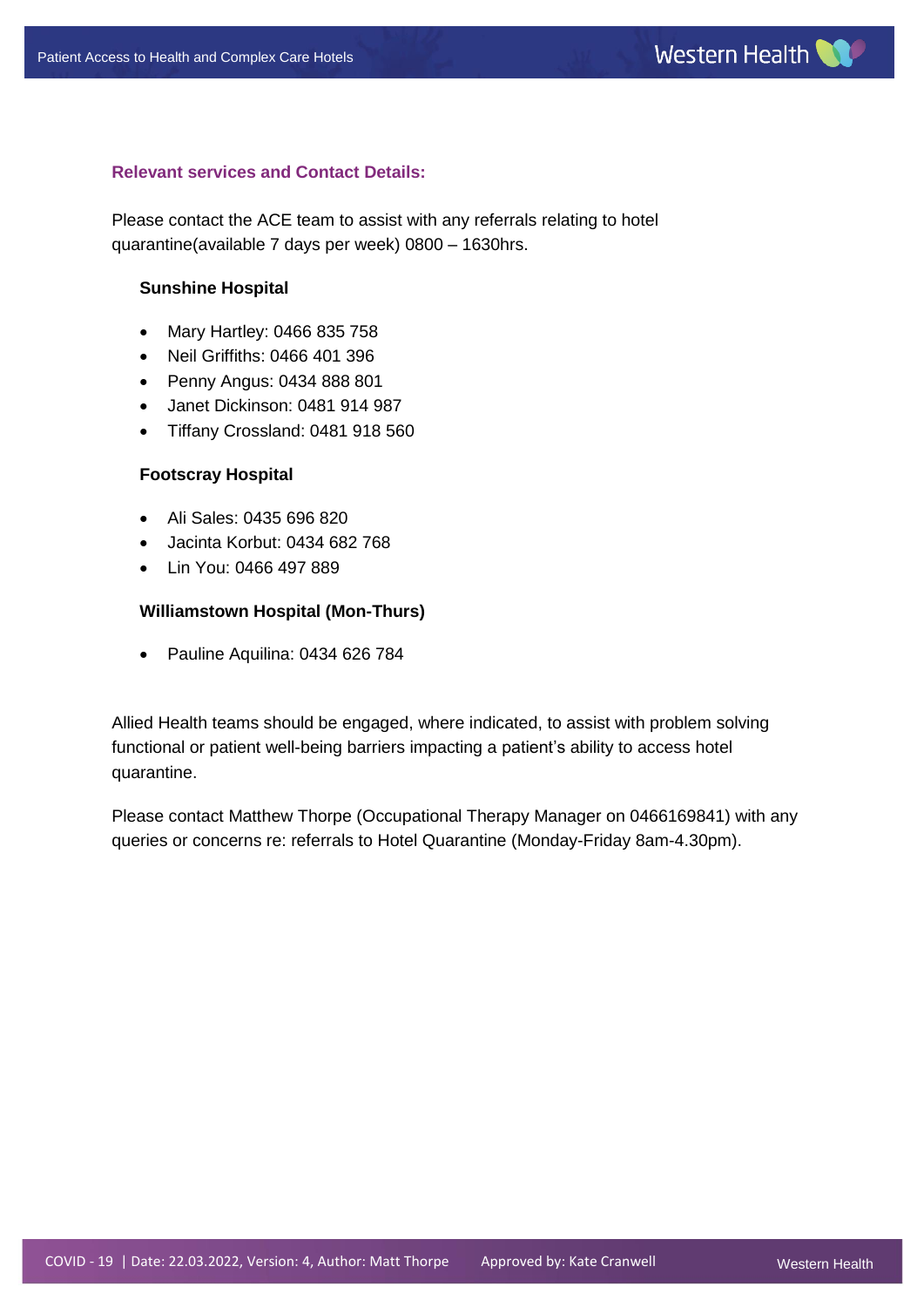## Relevant services and Contact Details:

Please contact the ACE team to assist with any referrals relating to hotel quarantine(available 7 days per week) 0800 – 1630hrs.

### Sunshine Hospital

- Mary Hartley: 0466 835 758
- Neil Griffiths: 0466 401 396
- Penny Angus: 0434 888 801
- Janet Dickinson: 0481 914 987
- Tiffany Crossland: 0481 918 560

### Footscray Hospital

- Ali Sales: 0435 696 820
- Jacinta Korbut: 0434 682 768
- Lin You: 0466 497 889

### Williamstown Hospital (Mon-Thurs)

- Pauline Aquilina: 0434 626 784

Allied Health teams should be engaged, where indicated, to assist with problem solving functional or patient well-being barriers impacting a patient's ability to access hotel quarantine.

Please contact Matthew Thorpe (Occupational Therapy Manager on 0466169841) with any queries or concerns re: referrals to Hotel Quarantine (Monday-Friday 8am-4.30pm).